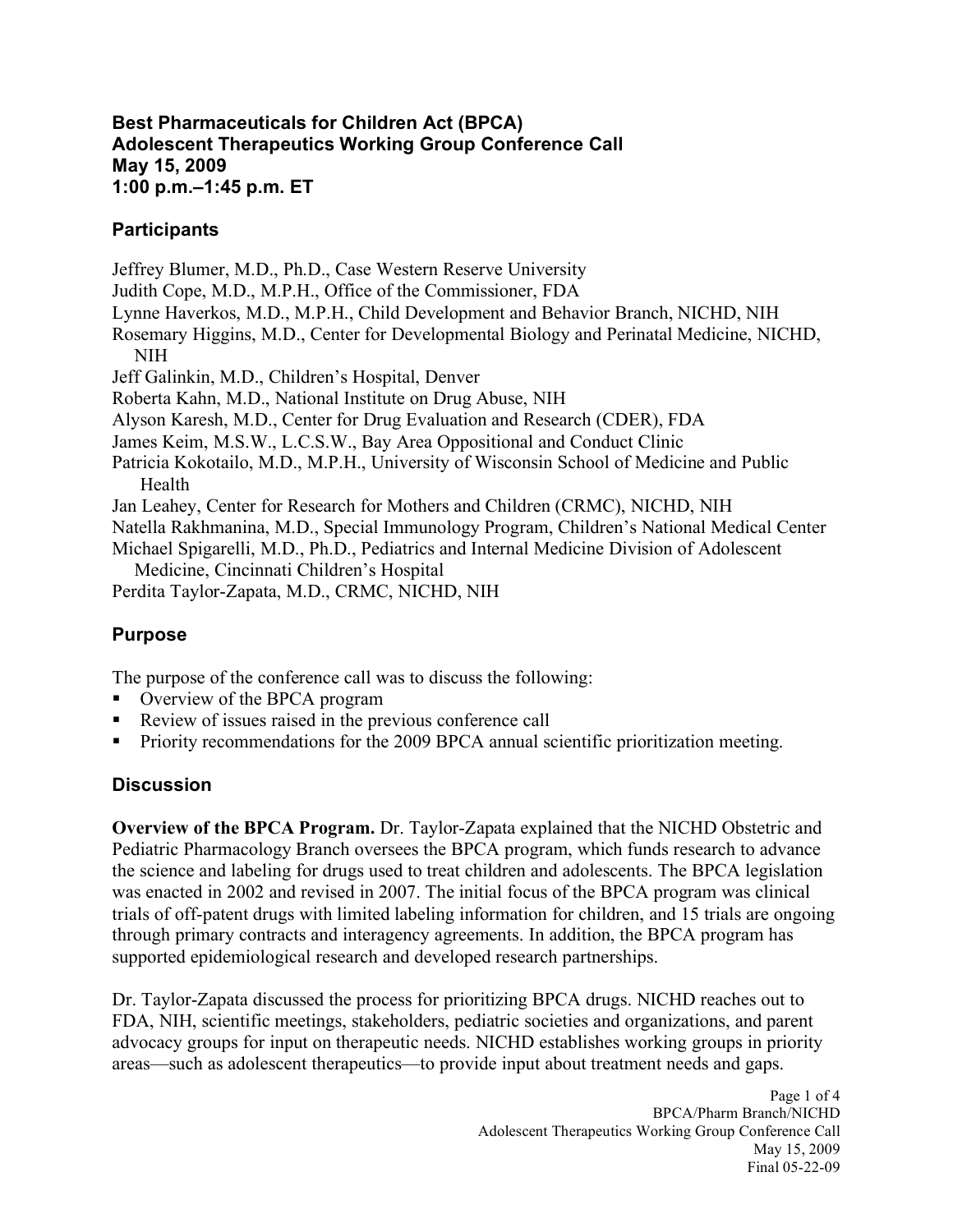**Best Pharmaceuticals for Children Act (BPCA)**
**Adolescent Therapeutics Working Group Conference Call**
**May 15, 2009**
**1:00 p.m.–1:45 p.m. ET**

## Participants

Jeffrey Blumer, M.D., Ph.D., Case Western Reserve University
Judith Cope, M.D., M.P.H., Office of the Commissioner, FDA
Lynne Haverkos, M.D., M.P.H., Child Development and Behavior Branch, NICHD, NIH
Rosemary Higgins, M.D., Center for Developmental Biology and Perinatal Medicine, NICHD, NIH
Jeff Galinkin, M.D., Children's Hospital, Denver
Roberta Kahn, M.D., National Institute on Drug Abuse, NIH
Alyson Karesh, M.D., Center for Drug Evaluation and Research (CDER), FDA
James Keim, M.S.W., L.C.S.W., Bay Area Oppositional and Conduct Clinic
Patricia Kokotailo, M.D., M.P.H., University of Wisconsin School of Medicine and Public Health
Jan Leahey, Center for Research for Mothers and Children (CRMC), NICHD, NIH
Natella Rakhmanina, M.D., Special Immunology Program, Children's National Medical Center
Michael Spigarelli, M.D., Ph.D., Pediatrics and Internal Medicine Division of Adolescent Medicine, Cincinnati Children's Hospital
Perdita Taylor-Zapata, M.D., CRMC, NICHD, NIH

## Purpose

The purpose of the conference call was to discuss the following:

- Overview of the BPCA program
- Review of issues raised in the previous conference call
- Priority recommendations for the 2009 BPCA annual scientific prioritization meeting.

## Discussion

**Overview of the BPCA Program.** Dr. Taylor-Zapata explained that the NICHD Obstetric and Pediatric Pharmacology Branch oversees the BPCA program, which funds research to advance the science and labeling for drugs used to treat children and adolescents. The BPCA legislation was enacted in 2002 and revised in 2007. The initial focus of the BPCA program was clinical trials of off-patent drugs with limited labeling information for children, and 15 trials are ongoing through primary contracts and interagency agreements. In addition, the BPCA program has supported epidemiological research and developed research partnerships.

Dr. Taylor-Zapata discussed the process for prioritizing BPCA drugs. NICHD reaches out to FDA, NIH, scientific meetings, stakeholders, pediatric societies and organizations, and parent advocacy groups for input on therapeutic needs. NICHD establishes working groups in priority areas—such as adolescent therapeutics—to provide input about treatment needs and gaps.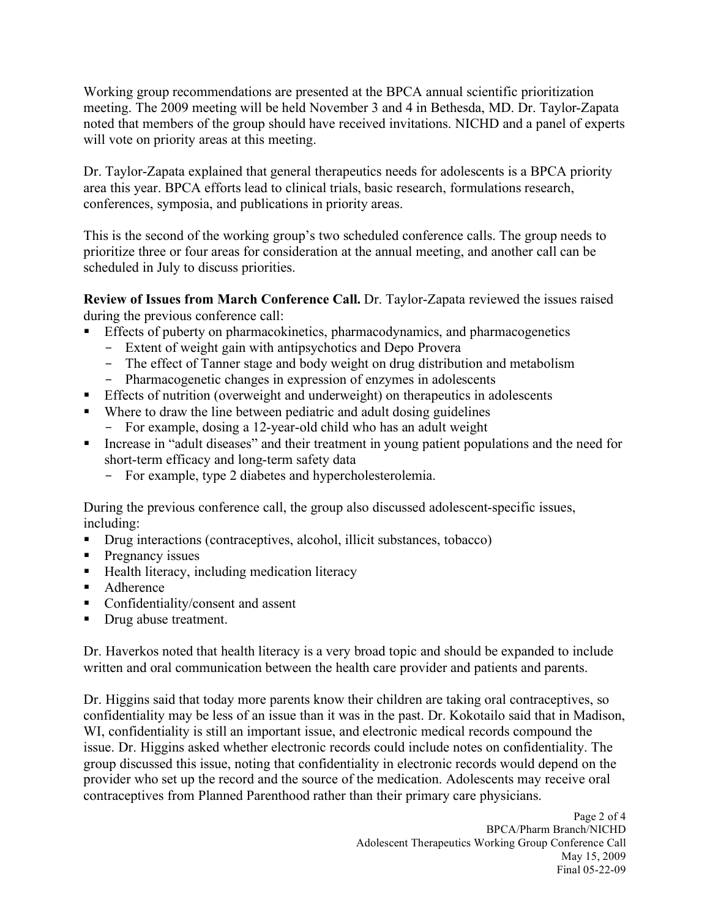Working group recommendations are presented at the BPCA annual scientific prioritization meeting. The 2009 meeting will be held November 3 and 4 in Bethesda, MD. Dr. Taylor-Zapata noted that members of the group should have received invitations. NICHD and a panel of experts will vote on priority areas at this meeting.

Dr. Taylor-Zapata explained that general therapeutics needs for adolescents is a BPCA priority area this year. BPCA efforts lead to clinical trials, basic research, formulations research, conferences, symposia, and publications in priority areas.

This is the second of the working group's two scheduled conference calls. The group needs to prioritize three or four areas for consideration at the annual meeting, and another call can be scheduled in July to discuss priorities.

**Review of Issues from March Conference Call.** Dr. Taylor-Zapata reviewed the issues raised during the previous conference call:

- Effects of puberty on pharmacokinetics, pharmacodynamics, and pharmacogenetics
  - Extent of weight gain with antipsychotics and Depo Provera
  - The effect of Tanner stage and body weight on drug distribution and metabolism
  - Pharmacogenetic changes in expression of enzymes in adolescents
- Effects of nutrition (overweight and underweight) on therapeutics in adolescents
- Where to draw the line between pediatric and adult dosing guidelines
  - For example, dosing a 12-year-old child who has an adult weight
- Increase in "adult diseases" and their treatment in young patient populations and the need for short-term efficacy and long-term safety data
  - For example, type 2 diabetes and hypercholesterolemia.

During the previous conference call, the group also discussed adolescent-specific issues, including:

- Drug interactions (contraceptives, alcohol, illicit substances, tobacco)
- Pregnancy issues
- Health literacy, including medication literacy
- Adherence
- Confidentiality/consent and assent
- Drug abuse treatment.

Dr. Haverkos noted that health literacy is a very broad topic and should be expanded to include written and oral communication between the health care provider and patients and parents.

Dr. Higgins said that today more parents know their children are taking oral contraceptives, so confidentiality may be less of an issue than it was in the past. Dr. Kokotailo said that in Madison, WI, confidentiality is still an important issue, and electronic medical records compound the issue. Dr. Higgins asked whether electronic records could include notes on confidentiality. The group discussed this issue, noting that confidentiality in electronic records would depend on the provider who set up the record and the source of the medication. Adolescents may receive oral contraceptives from Planned Parenthood rather than their primary care physicians.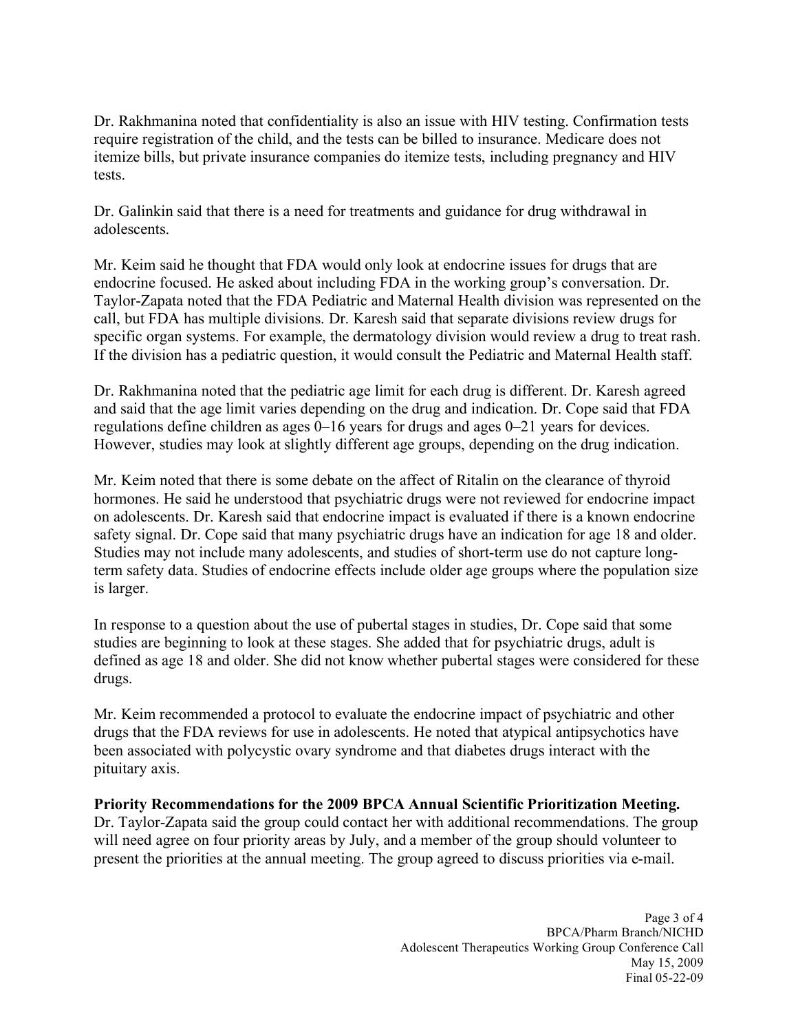Dr. Rakhmanina noted that confidentiality is also an issue with HIV testing. Confirmation tests require registration of the child, and the tests can be billed to insurance. Medicare does not itemize bills, but private insurance companies do itemize tests, including pregnancy and HIV tests.

Dr. Galinkin said that there is a need for treatments and guidance for drug withdrawal in adolescents.

Mr. Keim said he thought that FDA would only look at endocrine issues for drugs that are endocrine focused. He asked about including FDA in the working group's conversation. Dr. Taylor-Zapata noted that the FDA Pediatric and Maternal Health division was represented on the call, but FDA has multiple divisions. Dr. Karesh said that separate divisions review drugs for specific organ systems. For example, the dermatology division would review a drug to treat rash. If the division has a pediatric question, it would consult the Pediatric and Maternal Health staff.

Dr. Rakhmanina noted that the pediatric age limit for each drug is different. Dr. Karesh agreed and said that the age limit varies depending on the drug and indication. Dr. Cope said that FDA regulations define children as ages 0–16 years for drugs and ages 0–21 years for devices. However, studies may look at slightly different age groups, depending on the drug indication.

Mr. Keim noted that there is some debate on the affect of Ritalin on the clearance of thyroid hormones. He said he understood that psychiatric drugs were not reviewed for endocrine impact on adolescents. Dr. Karesh said that endocrine impact is evaluated if there is a known endocrine safety signal. Dr. Cope said that many psychiatric drugs have an indication for age 18 and older. Studies may not include many adolescents, and studies of short-term use do not capture long-term safety data. Studies of endocrine effects include older age groups where the population size is larger.

In response to a question about the use of pubertal stages in studies, Dr. Cope said that some studies are beginning to look at these stages. She added that for psychiatric drugs, adult is defined as age 18 and older. She did not know whether pubertal stages were considered for these drugs.

Mr. Keim recommended a protocol to evaluate the endocrine impact of psychiatric and other drugs that the FDA reviews for use in adolescents. He noted that atypical antipsychotics have been associated with polycystic ovary syndrome and that diabetes drugs interact with the pituitary axis.

**Priority Recommendations for the 2009 BPCA Annual Scientific Prioritization Meeting.** Dr. Taylor-Zapata said the group could contact her with additional recommendations. The group will need agree on four priority areas by July, and a member of the group should volunteer to present the priorities at the annual meeting. The group agreed to discuss priorities via e-mail.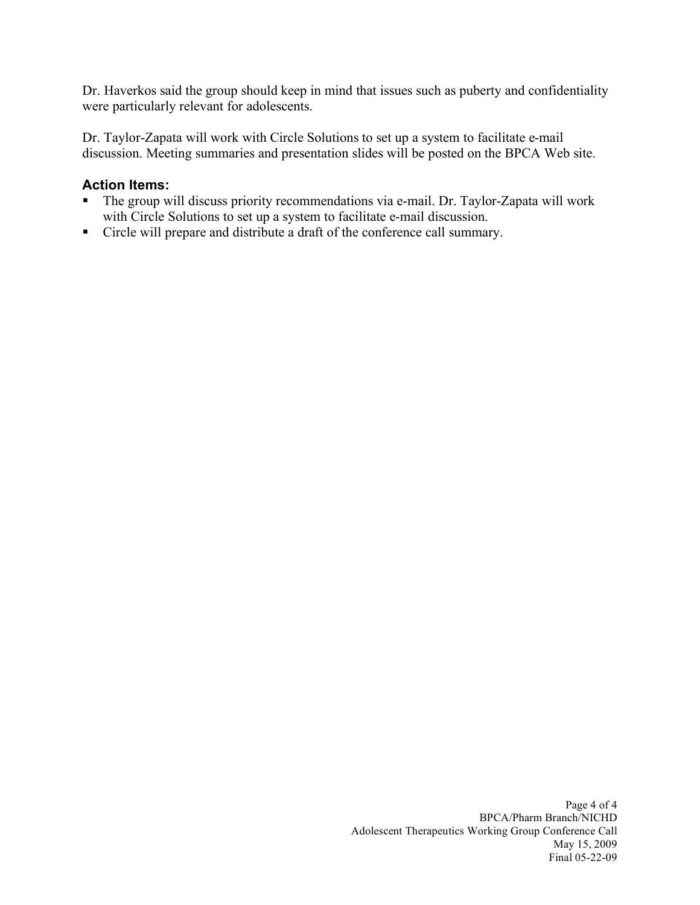Dr. Haverkos said the group should keep in mind that issues such as puberty and confidentiality were particularly relevant for adolescents.

Dr. Taylor-Zapata will work with Circle Solutions to set up a system to facilitate e-mail discussion. Meeting summaries and presentation slides will be posted on the BPCA Web site.

### Action Items:

- The group will discuss priority recommendations via e-mail. Dr. Taylor-Zapata will work with Circle Solutions to set up a system to facilitate e-mail discussion.
- Circle will prepare and distribute a draft of the conference call summary.